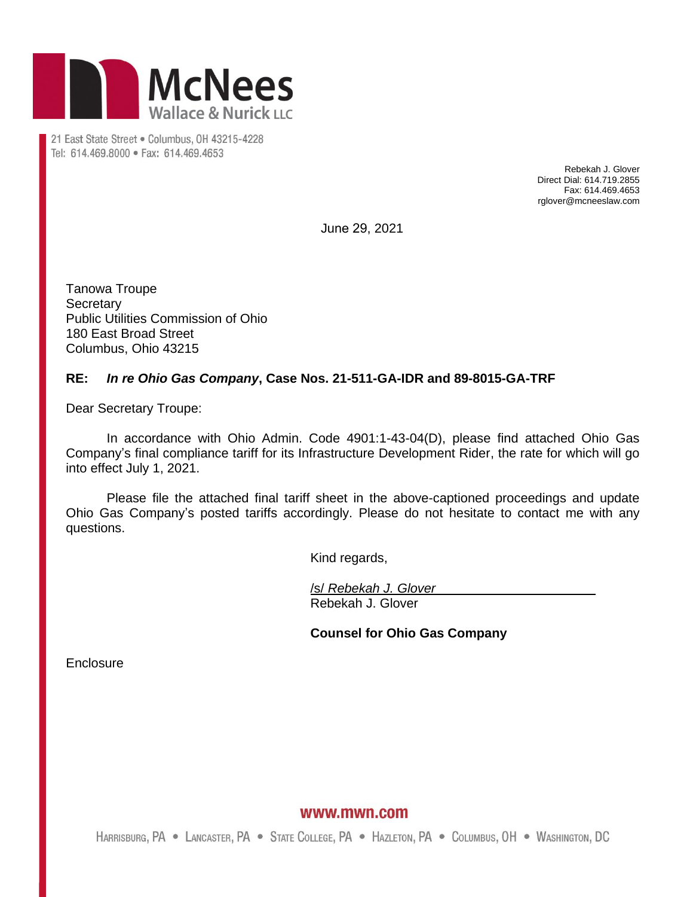McNees Wallace & Nurick LLC

21 East State Street • Columbus, OH 43215-4228
Tel: 614.469.8000 • Fax: 614.469.4653

Rebekah J. Glover
Direct Dial: 614.719.2855
Fax: 614.469.4653
rglover@mcneeslaw.com

June 29, 2021

Tanowa Troupe
Secretary
Public Utilities Commission of Ohio
180 East Broad Street
Columbus, Ohio 43215

**RE: *In re Ohio Gas Company*, Case Nos. 21-511-GA-IDR and 89-8015-GA-TRF**

Dear Secretary Troupe:

In accordance with Ohio Admin. Code 4901:1-43-04(D), please find attached Ohio Gas Company's final compliance tariff for its Infrastructure Development Rider, the rate for which will go into effect July 1, 2021.

Please file the attached final tariff sheet in the above-captioned proceedings and update Ohio Gas Company's posted tariffs accordingly. Please do not hesitate to contact me with any questions.

Kind regards,

/s/ *Rebekah J. Glover*
Rebekah J. Glover

**Counsel for Ohio Gas Company**

Enclosure

www.mwn.com

Harrisburg, PA • Lancaster, PA • State College, PA • Hazleton, PA • Columbus, OH • Washington, DC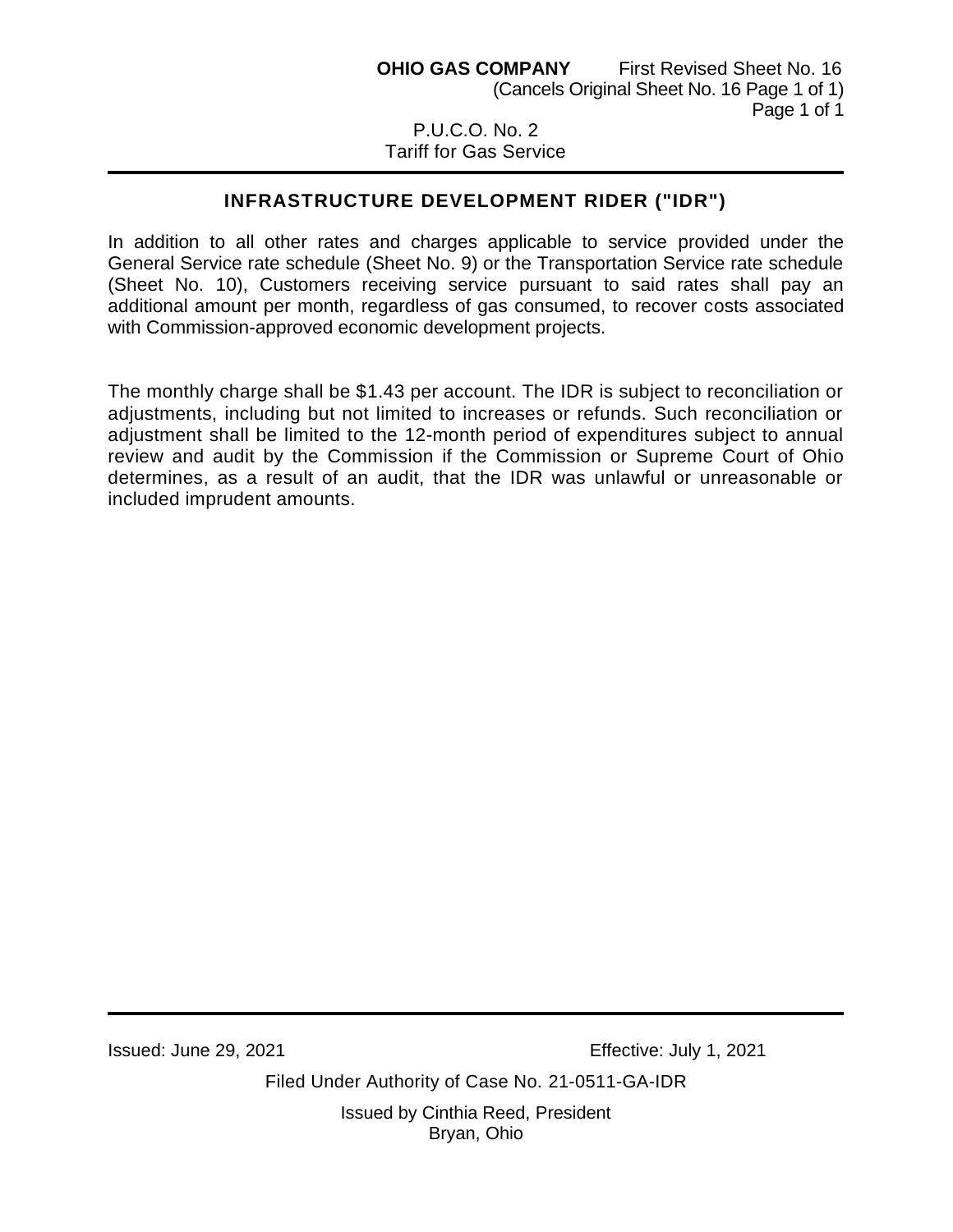**OHIO GAS COMPANY** First Revised Sheet No. 16
(Cancels Original Sheet No. 16 Page 1 of 1)

P.U.C.O. No. 2
Tariff for Gas Service

## INFRASTRUCTURE DEVELOPMENT RIDER ("IDR")

In addition to all other rates and charges applicable to service provided under the General Service rate schedule (Sheet No. 9) or the Transportation Service rate schedule (Sheet No. 10), Customers receiving service pursuant to said rates shall pay an additional amount per month, regardless of gas consumed, to recover costs associated with Commission-approved economic development projects.

The monthly charge shall be $1.43 per account. The IDR is subject to reconciliation or adjustments, including but not limited to increases or refunds. Such reconciliation or adjustment shall be limited to the 12-month period of expenditures subject to annual review and audit by the Commission if the Commission or Supreme Court of Ohio determines, as a result of an audit, that the IDR was unlawful or unreasonable or included imprudent amounts.

Issued: June 29, 2021 Effective: July 1, 2021

Filed Under Authority of Case No. 21-0511-GA-IDR

Issued by Cinthia Reed, President
Bryan, Ohio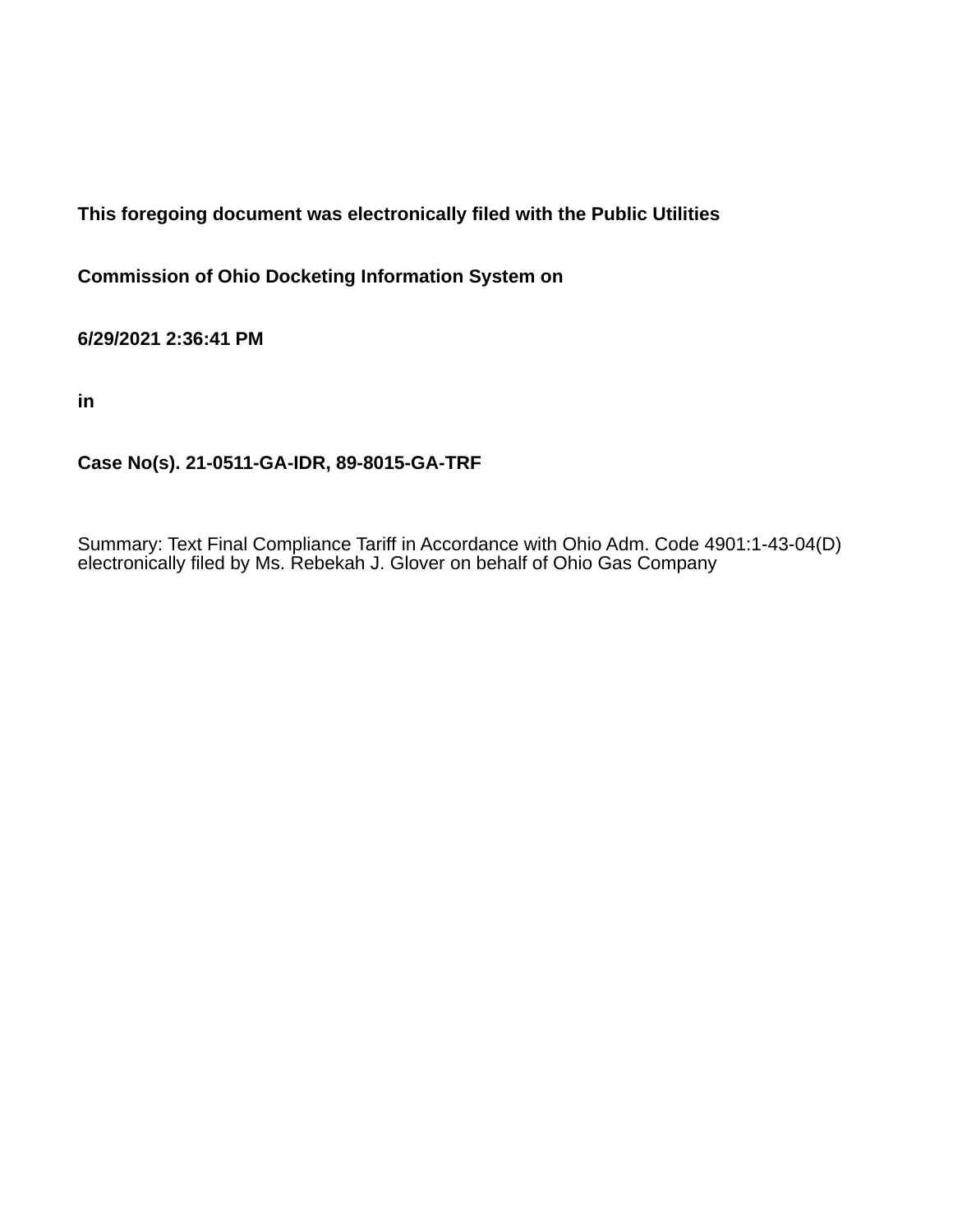**This foregoing document was electronically filed with the Public Utilities**

**Commission of Ohio Docketing Information System on**

**6/29/2021 2:36:41 PM**

**in**

**Case No(s). 21-0511-GA-IDR, 89-8015-GA-TRF**

Summary: Text Final Compliance Tariff in Accordance with Ohio Adm. Code 4901:1-43-04(D) electronically filed by Ms. Rebekah J. Glover on behalf of Ohio Gas Company